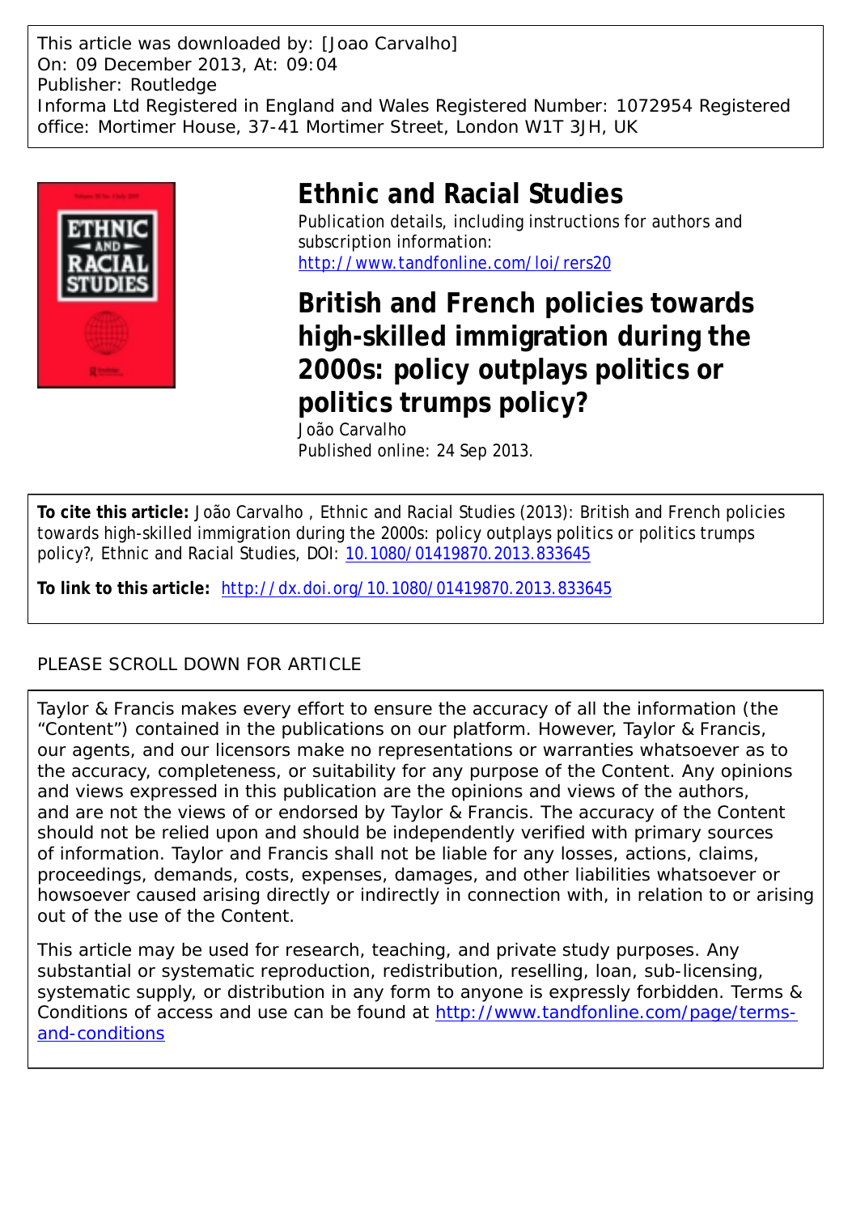This article was downloaded by: [Joao Carvalho]
On: 09 December 2013, At: 09:04
Publisher: Routledge
Informa Ltd Registered in England and Wales Registered Number: 1072954 Registered office: Mortimer House, 37-41 Mortimer Street, London W1T 3JH, UK

# Ethnic and Racial Studies

Publication details, including instructions for authors and subscription information:
http://www.tandfonline.com/loi/rers20

# British and French policies towards high-skilled immigration during the 2000s: policy outplays politics or politics trumps policy?

João Carvalho
Published online: 24 Sep 2013.

**To cite this article:** João Carvalho , Ethnic and Racial Studies (2013): British and French policies towards high-skilled immigration during the 2000s: policy outplays politics or politics trumps policy?, Ethnic and Racial Studies, DOI: 10.1080/01419870.2013.833645

**To link to this article:** http://dx.doi.org/10.1080/01419870.2013.833645

PLEASE SCROLL DOWN FOR ARTICLE

Taylor & Francis makes every effort to ensure the accuracy of all the information (the "Content") contained in the publications on our platform. However, Taylor & Francis, our agents, and our licensors make no representations or warranties whatsoever as to the accuracy, completeness, or suitability for any purpose of the Content. Any opinions and views expressed in this publication are the opinions and views of the authors, and are not the views of or endorsed by Taylor & Francis. The accuracy of the Content should not be relied upon and should be independently verified with primary sources of information. Taylor and Francis shall not be liable for any losses, actions, claims, proceedings, demands, costs, expenses, damages, and other liabilities whatsoever or howsoever caused arising directly or indirectly in connection with, in relation to or arising out of the use of the Content.

This article may be used for research, teaching, and private study purposes. Any substantial or systematic reproduction, redistribution, reselling, loan, sub-licensing, systematic supply, or distribution in any form to anyone is expressly forbidden. Terms & Conditions of access and use can be found at http://www.tandfonline.com/page/terms-and-conditions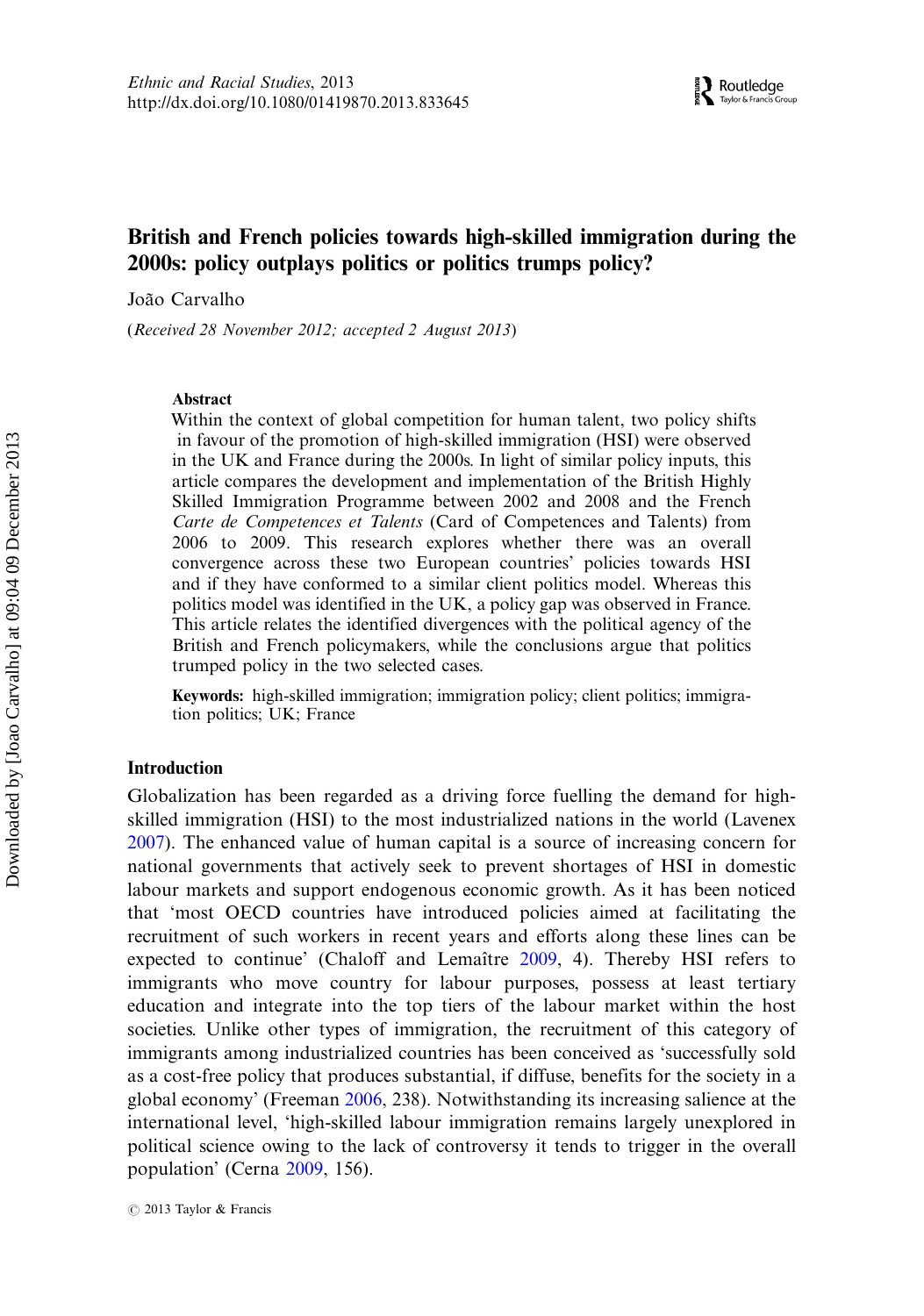# British and French policies towards high-skilled immigration during the 2000s: policy outplays politics or politics trumps policy?

João Carvalho

(*Received 28 November 2012; accepted 2 August 2013*)

**Abstract**

Within the context of global competition for human talent, two policy shifts in favour of the promotion of high-skilled immigration (HSI) were observed in the UK and France during the 2000s. In light of similar policy inputs, this article compares the development and implementation of the British Highly Skilled Immigration Programme between 2002 and 2008 and the French *Carte de Competences et Talents* (Card of Competences and Talents) from 2006 to 2009. This research explores whether there was an overall convergence across these two European countries' policies towards HSI and if they have conformed to a similar client politics model. Whereas this politics model was identified in the UK, a policy gap was observed in France. This article relates the identified divergences with the political agency of the British and French policymakers, while the conclusions argue that politics trumped policy in the two selected cases.

**Keywords:** high-skilled immigration; immigration policy; client politics; immigration politics; UK; France

## Introduction

Globalization has been regarded as a driving force fuelling the demand for high-skilled immigration (HSI) to the most industrialized nations in the world (Lavenex 2007). The enhanced value of human capital is a source of increasing concern for national governments that actively seek to prevent shortages of HSI in domestic labour markets and support endogenous economic growth. As it has been noticed that 'most OECD countries have introduced policies aimed at facilitating the recruitment of such workers in recent years and efforts along these lines can be expected to continue' (Chaloff and Lemaître 2009, 4). Thereby HSI refers to immigrants who move country for labour purposes, possess at least tertiary education and integrate into the top tiers of the labour market within the host societies. Unlike other types of immigration, the recruitment of this category of immigrants among industrialized countries has been conceived as 'successfully sold as a cost-free policy that produces substantial, if diffuse, benefits for the society in a global economy' (Freeman 2006, 238). Notwithstanding its increasing salience at the international level, 'high-skilled labour immigration remains largely unexplored in political science owing to the lack of controversy it tends to trigger in the overall population' (Cerna 2009, 156).

© 2013 Taylor & Francis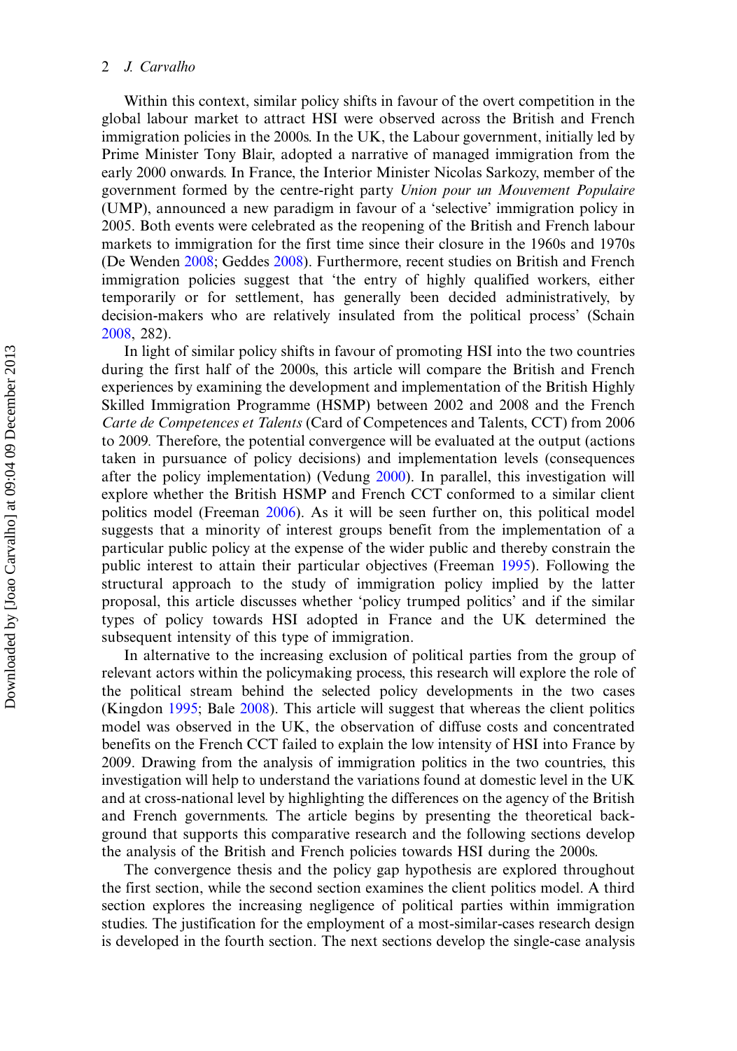Within this context, similar policy shifts in favour of the overt competition in the global labour market to attract HSI were observed across the British and French immigration policies in the 2000s. In the UK, the Labour government, initially led by Prime Minister Tony Blair, adopted a narrative of managed immigration from the early 2000 onwards. In France, the Interior Minister Nicolas Sarkozy, member of the government formed by the centre-right party *Union pour un Mouvement Populaire* (UMP), announced a new paradigm in favour of a 'selective' immigration policy in 2005. Both events were celebrated as the reopening of the British and French labour markets to immigration for the first time since their closure in the 1960s and 1970s (De Wenden 2008; Geddes 2008). Furthermore, recent studies on British and French immigration policies suggest that 'the entry of highly qualified workers, either temporarily or for settlement, has generally been decided administratively, by decision-makers who are relatively insulated from the political process' (Schain 2008, 282).

In light of similar policy shifts in favour of promoting HSI into the two countries during the first half of the 2000s, this article will compare the British and French experiences by examining the development and implementation of the British Highly Skilled Immigration Programme (HSMP) between 2002 and 2008 and the French *Carte de Competences et Talents* (Card of Competences and Talents, CCT) from 2006 to 2009. Therefore, the potential convergence will be evaluated at the output (actions taken in pursuance of policy decisions) and implementation levels (consequences after the policy implementation) (Vedung 2000). In parallel, this investigation will explore whether the British HSMP and French CCT conformed to a similar client politics model (Freeman 2006). As it will be seen further on, this political model suggests that a minority of interest groups benefit from the implementation of a particular public policy at the expense of the wider public and thereby constrain the public interest to attain their particular objectives (Freeman 1995). Following the structural approach to the study of immigration policy implied by the latter proposal, this article discusses whether 'policy trumped politics' and if the similar types of policy towards HSI adopted in France and the UK determined the subsequent intensity of this type of immigration.

In alternative to the increasing exclusion of political parties from the group of relevant actors within the policymaking process, this research will explore the role of the political stream behind the selected policy developments in the two cases (Kingdon 1995; Bale 2008). This article will suggest that whereas the client politics model was observed in the UK, the observation of diffuse costs and concentrated benefits on the French CCT failed to explain the low intensity of HSI into France by 2009. Drawing from the analysis of immigration politics in the two countries, this investigation will help to understand the variations found at domestic level in the UK and at cross-national level by highlighting the differences on the agency of the British and French governments. The article begins by presenting the theoretical background that supports this comparative research and the following sections develop the analysis of the British and French policies towards HSI during the 2000s.

The convergence thesis and the policy gap hypothesis are explored throughout the first section, while the second section examines the client politics model. A third section explores the increasing negligence of political parties within immigration studies. The justification for the employment of a most-similar-cases research design is developed in the fourth section. The next sections develop the single-case analysis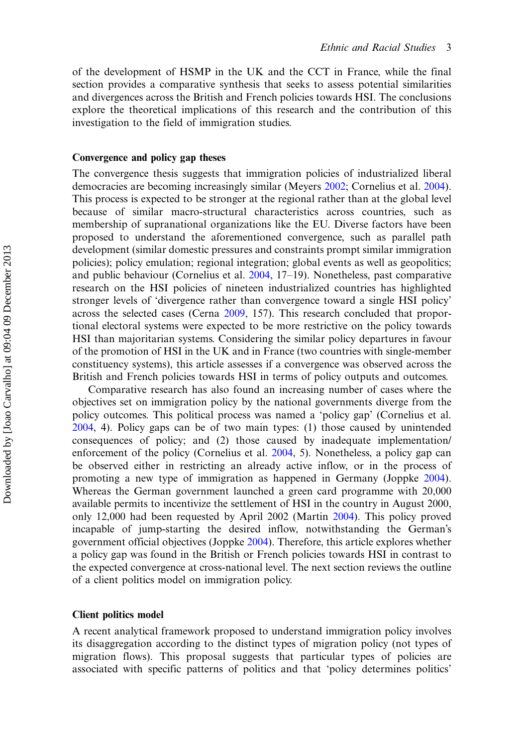of the development of HSMP in the UK and the CCT in France, while the final section provides a comparative synthesis that seeks to assess potential similarities and divergences across the British and French policies towards HSI. The conclusions explore the theoretical implications of this research and the contribution of this investigation to the field of immigration studies.

## Convergence and policy gap theses

The convergence thesis suggests that immigration policies of industrialized liberal democracies are becoming increasingly similar (Meyers 2002; Cornelius et al. 2004). This process is expected to be stronger at the regional rather than at the global level because of similar macro-structural characteristics across countries, such as membership of supranational organizations like the EU. Diverse factors have been proposed to understand the aforementioned convergence, such as parallel path development (similar domestic pressures and constraints prompt similar immigration policies); policy emulation; regional integration; global events as well as geopolitics; and public behaviour (Cornelius et al. 2004, 17–19). Nonetheless, past comparative research on the HSI policies of nineteen industrialized countries has highlighted stronger levels of 'divergence rather than convergence toward a single HSI policy' across the selected cases (Cerna 2009, 157). This research concluded that proportional electoral systems were expected to be more restrictive on the policy towards HSI than majoritarian systems. Considering the similar policy departures in favour of the promotion of HSI in the UK and in France (two countries with single-member constituency systems), this article assesses if a convergence was observed across the British and French policies towards HSI in terms of policy outputs and outcomes.

Comparative research has also found an increasing number of cases where the objectives set on immigration policy by the national governments diverge from the policy outcomes. This political process was named a 'policy gap' (Cornelius et al. 2004, 4). Policy gaps can be of two main types: (1) those caused by unintended consequences of policy; and (2) those caused by inadequate implementation/enforcement of the policy (Cornelius et al. 2004, 5). Nonetheless, a policy gap can be observed either in restricting an already active inflow, or in the process of promoting a new type of immigration as happened in Germany (Joppke 2004). Whereas the German government launched a green card programme with 20,000 available permits to incentivize the settlement of HSI in the country in August 2000, only 12,000 had been requested by April 2002 (Martin 2004). This policy proved incapable of jump-starting the desired inflow, notwithstanding the German's government official objectives (Joppke 2004). Therefore, this article explores whether a policy gap was found in the British or French policies towards HSI in contrast to the expected convergence at cross-national level. The next section reviews the outline of a client politics model on immigration policy.

## Client politics model

A recent analytical framework proposed to understand immigration policy involves its disaggregation according to the distinct types of migration policy (not types of migration flows). This proposal suggests that particular types of policies are associated with specific patterns of politics and that 'policy determines politics'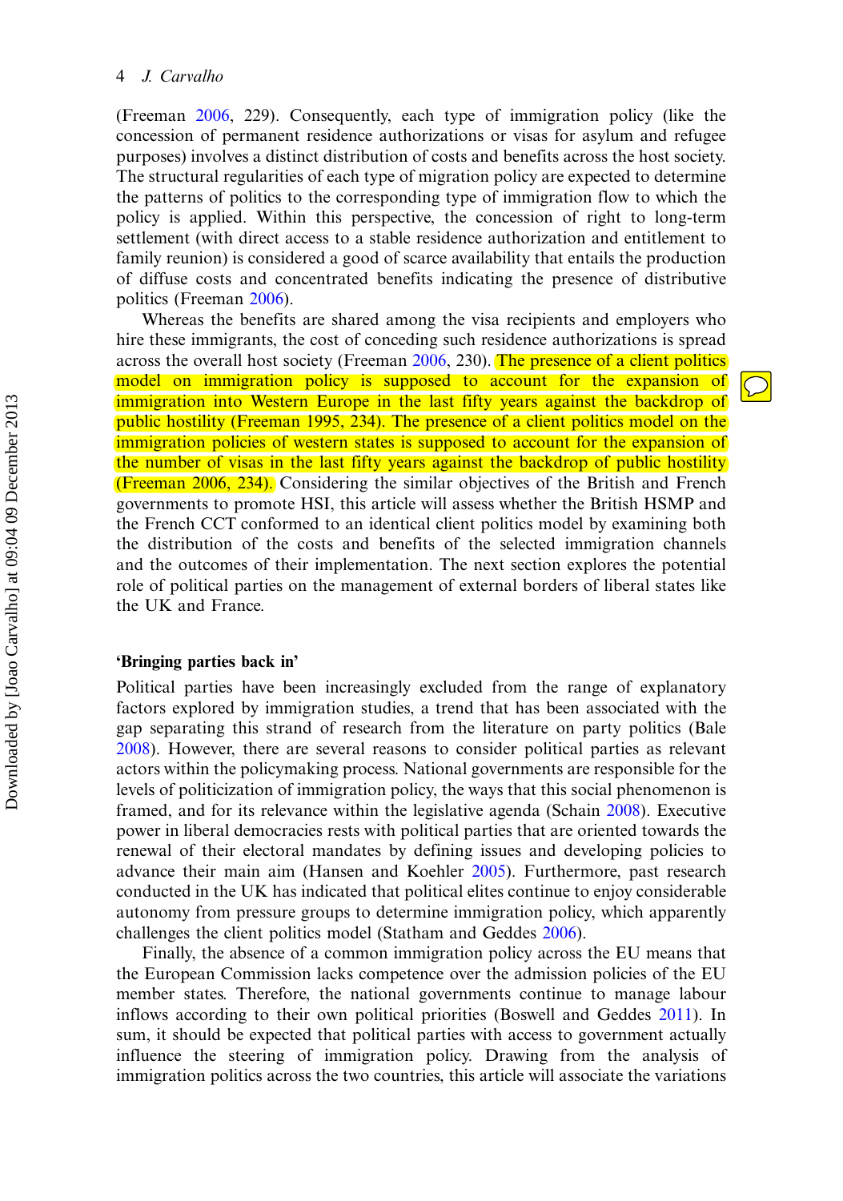(Freeman 2006, 229). Consequently, each type of immigration policy (like the concession of permanent residence authorizations or visas for asylum and refugee purposes) involves a distinct distribution of costs and benefits across the host society. The structural regularities of each type of migration policy are expected to determine the patterns of politics to the corresponding type of immigration flow to which the policy is applied. Within this perspective, the concession of right to long-term settlement (with direct access to a stable residence authorization and entitlement to family reunion) is considered a good of scarce availability that entails the production of diffuse costs and concentrated benefits indicating the presence of distributive politics (Freeman 2006).

Whereas the benefits are shared among the visa recipients and employers who hire these immigrants, the cost of conceding such residence authorizations is spread across the overall host society (Freeman 2006, 230). The presence of a client politics model on immigration policy is supposed to account for the expansion of immigration into Western Europe in the last fifty years against the backdrop of public hostility (Freeman 1995, 234). The presence of a client politics model on the immigration policies of western states is supposed to account for the expansion of the number of visas in the last fifty years against the backdrop of public hostility (Freeman 2006, 234). Considering the similar objectives of the British and French governments to promote HSI, this article will assess whether the British HSMP and the French CCT conformed to an identical client politics model by examining both the distribution of the costs and benefits of the selected immigration channels and the outcomes of their implementation. The next section explores the potential role of political parties on the management of external borders of liberal states like the UK and France.

## 'Bringing parties back in'

Political parties have been increasingly excluded from the range of explanatory factors explored by immigration studies, a trend that has been associated with the gap separating this strand of research from the literature on party politics (Bale 2008). However, there are several reasons to consider political parties as relevant actors within the policymaking process. National governments are responsible for the levels of politicization of immigration policy, the ways that this social phenomenon is framed, and for its relevance within the legislative agenda (Schain 2008). Executive power in liberal democracies rests with political parties that are oriented towards the renewal of their electoral mandates by defining issues and developing policies to advance their main aim (Hansen and Koehler 2005). Furthermore, past research conducted in the UK has indicated that political elites continue to enjoy considerable autonomy from pressure groups to determine immigration policy, which apparently challenges the client politics model (Statham and Geddes 2006).

Finally, the absence of a common immigration policy across the EU means that the European Commission lacks competence over the admission policies of the EU member states. Therefore, the national governments continue to manage labour inflows according to their own political priorities (Boswell and Geddes 2011). In sum, it should be expected that political parties with access to government actually influence the steering of immigration policy. Drawing from the analysis of immigration politics across the two countries, this article will associate the variations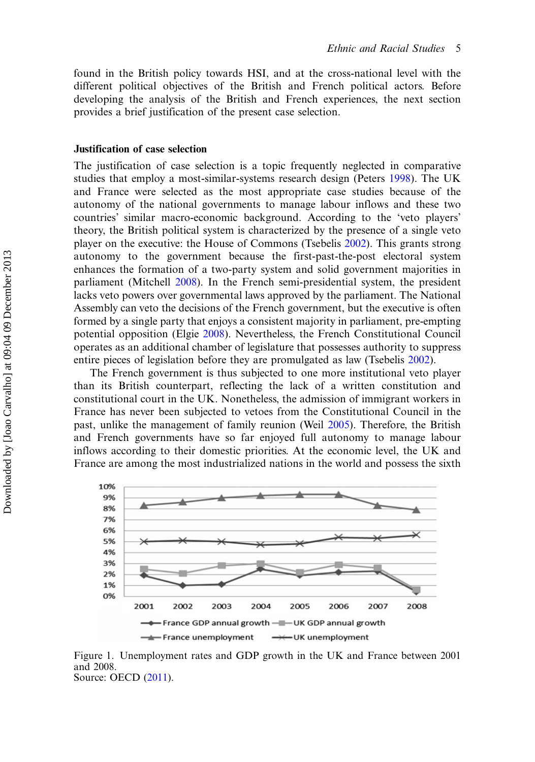found in the British policy towards HSI, and at the cross-national level with the different political objectives of the British and French political actors. Before developing the analysis of the British and French experiences, the next section provides a brief justification of the present case selection.

### Justification of case selection

The justification of case selection is a topic frequently neglected in comparative studies that employ a most-similar-systems research design (Peters 1998). The UK and France were selected as the most appropriate case studies because of the autonomy of the national governments to manage labour inflows and these two countries' similar macro-economic background. According to the 'veto players' theory, the British political system is characterized by the presence of a single veto player on the executive: the House of Commons (Tsebelis 2002). This grants strong autonomy to the government because the first-past-the-post electoral system enhances the formation of a two-party system and solid government majorities in parliament (Mitchell 2008). In the French semi-presidential system, the president lacks veto powers over governmental laws approved by the parliament. The National Assembly can veto the decisions of the French government, but the executive is often formed by a single party that enjoys a consistent majority in parliament, pre-empting potential opposition (Elgie 2008). Nevertheless, the French Constitutional Council operates as an additional chamber of legislature that possesses authority to suppress entire pieces of legislation before they are promulgated as law (Tsebelis 2002).

The French government is thus subjected to one more institutional veto player than its British counterpart, reflecting the lack of a written constitution and constitutional court in the UK. Nonetheless, the admission of immigrant workers in France has never been subjected to vetoes from the Constitutional Council in the past, unlike the management of family reunion (Weil 2005). Therefore, the British and French governments have so far enjoyed full autonomy to manage labour inflows according to their domestic priorities. At the economic level, the UK and France are among the most industrialized nations in the world and possess the sixth

Figure 1. Unemployment rates and GDP growth in the UK and France between 2001 and 2008.
Source: OECD (2011).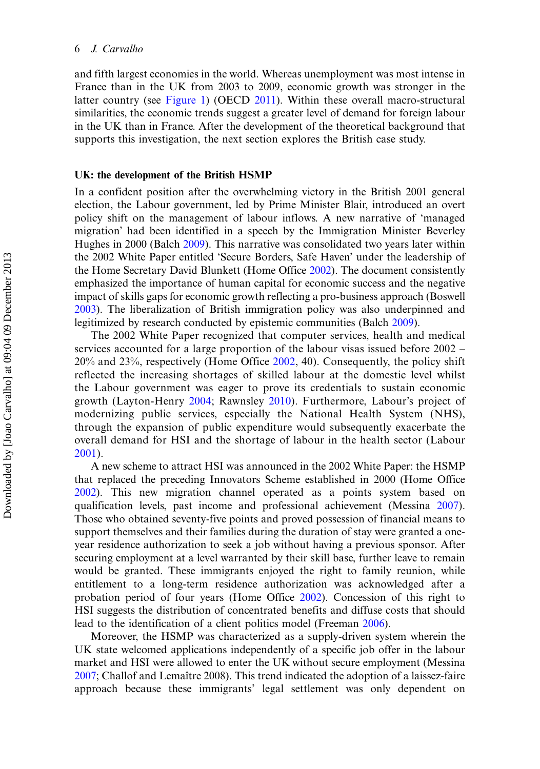and fifth largest economies in the world. Whereas unemployment was most intense in France than in the UK from 2003 to 2009, economic growth was stronger in the latter country (see Figure 1) (OECD 2011). Within these overall macro-structural similarities, the economic trends suggest a greater level of demand for foreign labour in the UK than in France. After the development of the theoretical background that supports this investigation, the next section explores the British case study.

## UK: the development of the British HSMP

In a confident position after the overwhelming victory in the British 2001 general election, the Labour government, led by Prime Minister Blair, introduced an overt policy shift on the management of labour inflows. A new narrative of 'managed migration' had been identified in a speech by the Immigration Minister Beverley Hughes in 2000 (Balch 2009). This narrative was consolidated two years later within the 2002 White Paper entitled 'Secure Borders, Safe Haven' under the leadership of the Home Secretary David Blunkett (Home Office 2002). The document consistently emphasized the importance of human capital for economic success and the negative impact of skills gaps for economic growth reflecting a pro-business approach (Boswell 2003). The liberalization of British immigration policy was also underpinned and legitimized by research conducted by epistemic communities (Balch 2009).

The 2002 White Paper recognized that computer services, health and medical services accounted for a large proportion of the labour visas issued before 2002 – 20% and 23%, respectively (Home Office 2002, 40). Consequently, the policy shift reflected the increasing shortages of skilled labour at the domestic level whilst the Labour government was eager to prove its credentials to sustain economic growth (Layton-Henry 2004; Rawnsley 2010). Furthermore, Labour's project of modernizing public services, especially the National Health System (NHS), through the expansion of public expenditure would subsequently exacerbate the overall demand for HSI and the shortage of labour in the health sector (Labour 2001).

A new scheme to attract HSI was announced in the 2002 White Paper: the HSMP that replaced the preceding Innovators Scheme established in 2000 (Home Office 2002). This new migration channel operated as a points system based on qualification levels, past income and professional achievement (Messina 2007). Those who obtained seventy-five points and proved possession of financial means to support themselves and their families during the duration of stay were granted a one-year residence authorization to seek a job without having a previous sponsor. After securing employment at a level warranted by their skill base, further leave to remain would be granted. These immigrants enjoyed the right to family reunion, while entitlement to a long-term residence authorization was acknowledged after a probation period of four years (Home Office 2002). Concession of this right to HSI suggests the distribution of concentrated benefits and diffuse costs that should lead to the identification of a client politics model (Freeman 2006).

Moreover, the HSMP was characterized as a supply-driven system wherein the UK state welcomed applications independently of a specific job offer in the labour market and HSI were allowed to enter the UK without secure employment (Messina 2007; Challof and Lemaître 2008). This trend indicated the adoption of a laissez-faire approach because these immigrants' legal settlement was only dependent on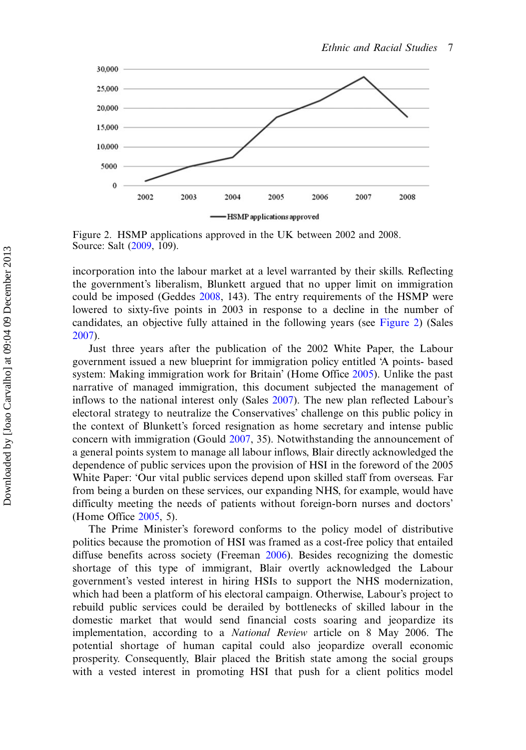Figure 2. HSMP applications approved in the UK between 2002 and 2008.
Source: Salt (2009, 109).

incorporation into the labour market at a level warranted by their skills. Reflecting the government's liberalism, Blunkett argued that no upper limit on immigration could be imposed (Geddes 2008, 143). The entry requirements of the HSMP were lowered to sixty-five points in 2003 in response to a decline in the number of candidates, an objective fully attained in the following years (see Figure 2) (Sales 2007).

Just three years after the publication of the 2002 White Paper, the Labour government issued a new blueprint for immigration policy entitled 'A points- based system: Making immigration work for Britain' (Home Office 2005). Unlike the past narrative of managed immigration, this document subjected the management of inflows to the national interest only (Sales 2007). The new plan reflected Labour's electoral strategy to neutralize the Conservatives' challenge on this public policy in the context of Blunkett's forced resignation as home secretary and intense public concern with immigration (Gould 2007, 35). Notwithstanding the announcement of a general points system to manage all labour inflows, Blair directly acknowledged the dependence of public services upon the provision of HSI in the foreword of the 2005 White Paper: 'Our vital public services depend upon skilled staff from overseas. Far from being a burden on these services, our expanding NHS, for example, would have difficulty meeting the needs of patients without foreign-born nurses and doctors' (Home Office 2005, 5).

The Prime Minister's foreword conforms to the policy model of distributive politics because the promotion of HSI was framed as a cost-free policy that entailed diffuse benefits across society (Freeman 2006). Besides recognizing the domestic shortage of this type of immigrant, Blair overtly acknowledged the Labour government's vested interest in hiring HSIs to support the NHS modernization, which had been a platform of his electoral campaign. Otherwise, Labour's project to rebuild public services could be derailed by bottlenecks of skilled labour in the domestic market that would send financial costs soaring and jeopardize its implementation, according to a *National Review* article on 8 May 2006. The potential shortage of human capital could also jeopardize overall economic prosperity. Consequently, Blair placed the British state among the social groups with a vested interest in promoting HSI that push for a client politics model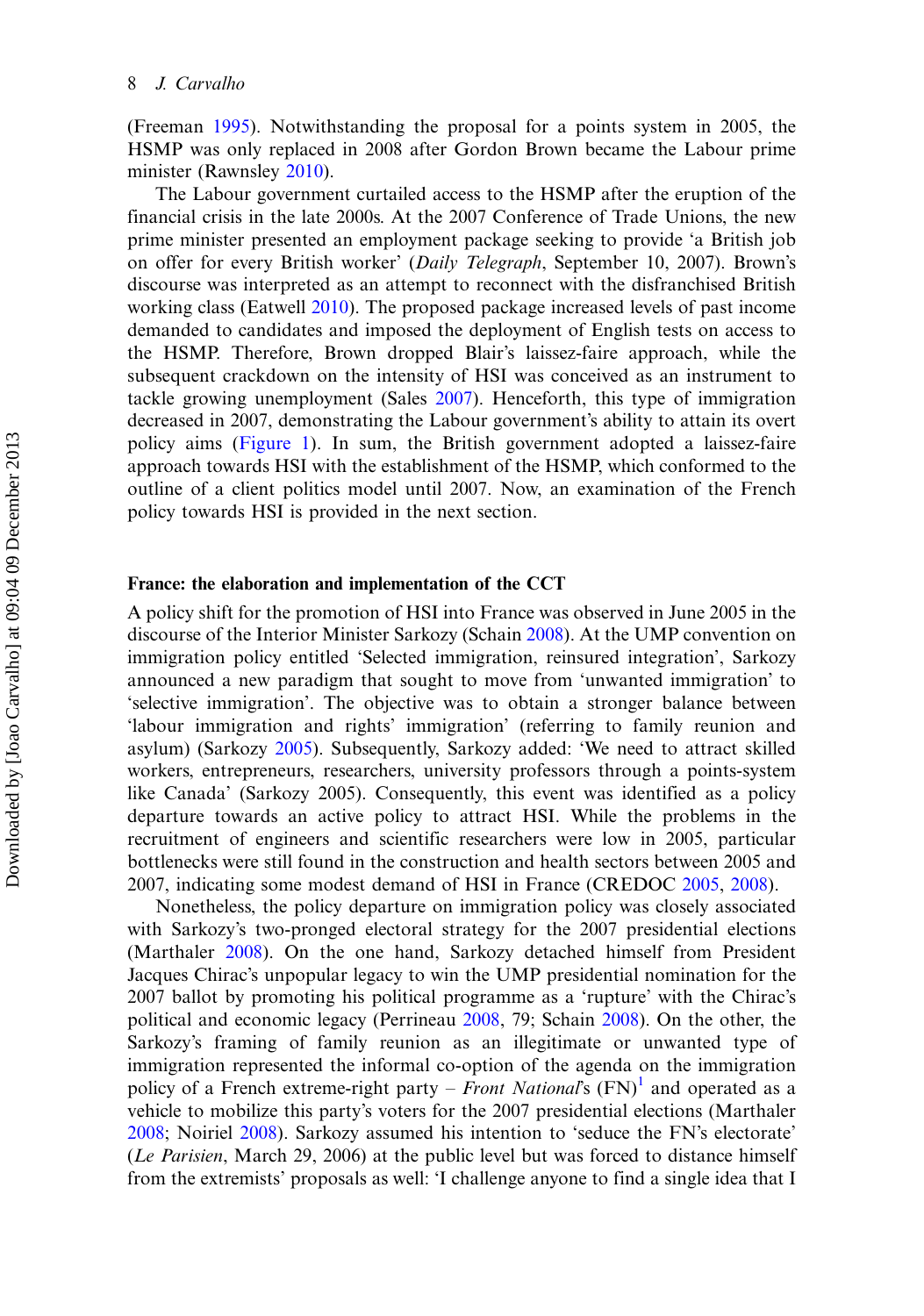(Freeman 1995). Notwithstanding the proposal for a points system in 2005, the HSMP was only replaced in 2008 after Gordon Brown became the Labour prime minister (Rawnsley 2010).

The Labour government curtailed access to the HSMP after the eruption of the financial crisis in the late 2000s. At the 2007 Conference of Trade Unions, the new prime minister presented an employment package seeking to provide 'a British job on offer for every British worker' (*Daily Telegraph*, September 10, 2007). Brown's discourse was interpreted as an attempt to reconnect with the disfranchised British working class (Eatwell 2010). The proposed package increased levels of past income demanded to candidates and imposed the deployment of English tests on access to the HSMP. Therefore, Brown dropped Blair's laissez-faire approach, while the subsequent crackdown on the intensity of HSI was conceived as an instrument to tackle growing unemployment (Sales 2007). Henceforth, this type of immigration decreased in 2007, demonstrating the Labour government's ability to attain its overt policy aims (Figure 1). In sum, the British government adopted a laissez-faire approach towards HSI with the establishment of the HSMP, which conformed to the outline of a client politics model until 2007. Now, an examination of the French policy towards HSI is provided in the next section.

### France: the elaboration and implementation of the CCT

A policy shift for the promotion of HSI into France was observed in June 2005 in the discourse of the Interior Minister Sarkozy (Schain 2008). At the UMP convention on immigration policy entitled 'Selected immigration, reinsured integration', Sarkozy announced a new paradigm that sought to move from 'unwanted immigration' to 'selective immigration'. The objective was to obtain a stronger balance between 'labour immigration and rights' immigration' (referring to family reunion and asylum) (Sarkozy 2005). Subsequently, Sarkozy added: 'We need to attract skilled workers, entrepreneurs, researchers, university professors through a points-system like Canada' (Sarkozy 2005). Consequently, this event was identified as a policy departure towards an active policy to attract HSI. While the problems in the recruitment of engineers and scientific researchers were low in 2005, particular bottlenecks were still found in the construction and health sectors between 2005 and 2007, indicating some modest demand of HSI in France (CREDOC 2005, 2008).

Nonetheless, the policy departure on immigration policy was closely associated with Sarkozy's two-pronged electoral strategy for the 2007 presidential elections (Marthaler 2008). On the one hand, Sarkozy detached himself from President Jacques Chirac's unpopular legacy to win the UMP presidential nomination for the 2007 ballot by promoting his political programme as a 'rupture' with the Chirac's political and economic legacy (Perrineau 2008, 79; Schain 2008). On the other, the Sarkozy's framing of family reunion as an illegitimate or unwanted type of immigration represented the informal co-option of the agenda on the immigration policy of a French extreme-right party – *Front National*'s (FN)[1] and operated as a vehicle to mobilize this party's voters for the 2007 presidential elections (Marthaler 2008; Noiriel 2008). Sarkozy assumed his intention to 'seduce the FN's electorate' (*Le Parisien*, March 29, 2006) at the public level but was forced to distance himself from the extremists' proposals as well: 'I challenge anyone to find a single idea that I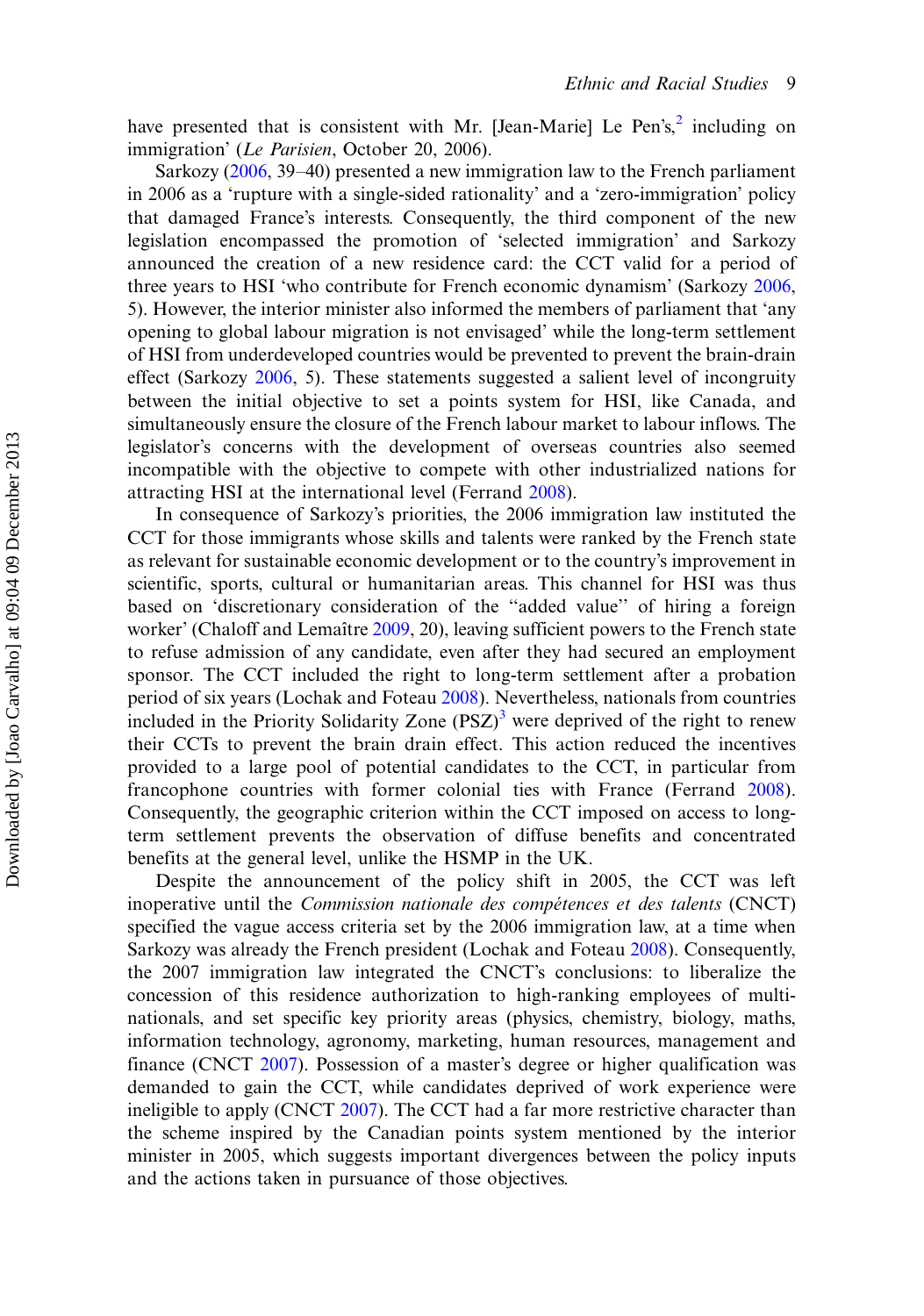have presented that is consistent with Mr. [Jean-Marie] Le Pen's,[2] including on immigration' (*Le Parisien*, October 20, 2006).

Sarkozy (2006, 39–40) presented a new immigration law to the French parliament in 2006 as a 'rupture with a single-sided rationality' and a 'zero-immigration' policy that damaged France's interests. Consequently, the third component of the new legislation encompassed the promotion of 'selected immigration' and Sarkozy announced the creation of a new residence card: the CCT valid for a period of three years to HSI 'who contribute for French economic dynamism' (Sarkozy 2006, 5). However, the interior minister also informed the members of parliament that 'any opening to global labour migration is not envisaged' while the long-term settlement of HSI from underdeveloped countries would be prevented to prevent the brain-drain effect (Sarkozy 2006, 5). These statements suggested a salient level of incongruity between the initial objective to set a points system for HSI, like Canada, and simultaneously ensure the closure of the French labour market to labour inflows. The legislator's concerns with the development of overseas countries also seemed incompatible with the objective to compete with other industrialized nations for attracting HSI at the international level (Ferrand 2008).

In consequence of Sarkozy's priorities, the 2006 immigration law instituted the CCT for those immigrants whose skills and talents were ranked by the French state as relevant for sustainable economic development or to the country's improvement in scientific, sports, cultural or humanitarian areas. This channel for HSI was thus based on 'discretionary consideration of the "added value" of hiring a foreign worker' (Chaloff and Lemaître 2009, 20), leaving sufficient powers to the French state to refuse admission of any candidate, even after they had secured an employment sponsor. The CCT included the right to long-term settlement after a probation period of six years (Lochak and Foteau 2008). Nevertheless, nationals from countries included in the Priority Solidarity Zone (PSZ)[3] were deprived of the right to renew their CCTs to prevent the brain drain effect. This action reduced the incentives provided to a large pool of potential candidates to the CCT, in particular from francophone countries with former colonial ties with France (Ferrand 2008). Consequently, the geographic criterion within the CCT imposed on access to long-term settlement prevents the observation of diffuse benefits and concentrated benefits at the general level, unlike the HSMP in the UK.

Despite the announcement of the policy shift in 2005, the CCT was left inoperative until the *Commission nationale des compétences et des talents* (CNCT) specified the vague access criteria set by the 2006 immigration law, at a time when Sarkozy was already the French president (Lochak and Foteau 2008). Consequently, the 2007 immigration law integrated the CNCT's conclusions: to liberalize the concession of this residence authorization to high-ranking employees of multinationals, and set specific key priority areas (physics, chemistry, biology, maths, information technology, agronomy, marketing, human resources, management and finance (CNCT 2007). Possession of a master's degree or higher qualification was demanded to gain the CCT, while candidates deprived of work experience were ineligible to apply (CNCT 2007). The CCT had a far more restrictive character than the scheme inspired by the Canadian points system mentioned by the interior minister in 2005, which suggests important divergences between the policy inputs and the actions taken in pursuance of those objectives.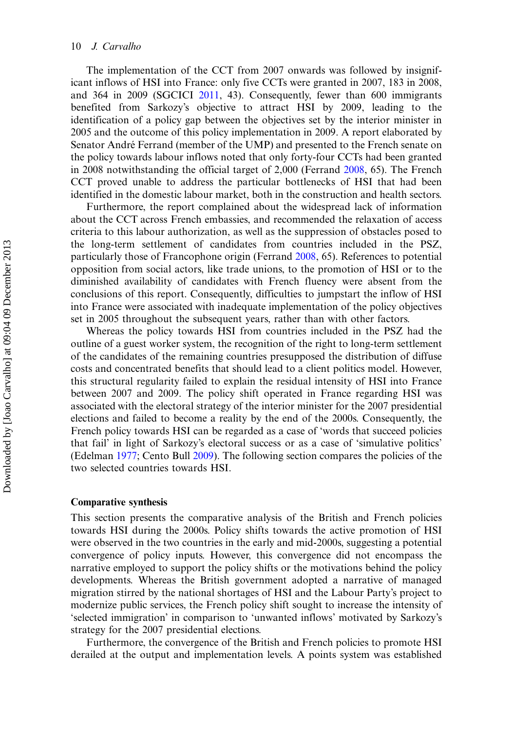The implementation of the CCT from 2007 onwards was followed by insignificant inflows of HSI into France: only five CCTs were granted in 2007, 183 in 2008, and 364 in 2009 (SGCICI 2011, 43). Consequently, fewer than 600 immigrants benefited from Sarkozy's objective to attract HSI by 2009, leading to the identification of a policy gap between the objectives set by the interior minister in 2005 and the outcome of this policy implementation in 2009. A report elaborated by Senator André Ferrand (member of the UMP) and presented to the French senate on the policy towards labour inflows noted that only forty-four CCTs had been granted in 2008 notwithstanding the official target of 2,000 (Ferrand 2008, 65). The French CCT proved unable to address the particular bottlenecks of HSI that had been identified in the domestic labour market, both in the construction and health sectors.

Furthermore, the report complained about the widespread lack of information about the CCT across French embassies, and recommended the relaxation of access criteria to this labour authorization, as well as the suppression of obstacles posed to the long-term settlement of candidates from countries included in the PSZ, particularly those of Francophone origin (Ferrand 2008, 65). References to potential opposition from social actors, like trade unions, to the promotion of HSI or to the diminished availability of candidates with French fluency were absent from the conclusions of this report. Consequently, difficulties to jumpstart the inflow of HSI into France were associated with inadequate implementation of the policy objectives set in 2005 throughout the subsequent years, rather than with other factors.

Whereas the policy towards HSI from countries included in the PSZ had the outline of a guest worker system, the recognition of the right to long-term settlement of the candidates of the remaining countries presupposed the distribution of diffuse costs and concentrated benefits that should lead to a client politics model. However, this structural regularity failed to explain the residual intensity of HSI into France between 2007 and 2009. The policy shift operated in France regarding HSI was associated with the electoral strategy of the interior minister for the 2007 presidential elections and failed to become a reality by the end of the 2000s. Consequently, the French policy towards HSI can be regarded as a case of 'words that succeed policies that fail' in light of Sarkozy's electoral success or as a case of 'simulative politics' (Edelman 1977; Cento Bull 2009). The following section compares the policies of the two selected countries towards HSI.

## Comparative synthesis

This section presents the comparative analysis of the British and French policies towards HSI during the 2000s. Policy shifts towards the active promotion of HSI were observed in the two countries in the early and mid-2000s, suggesting a potential convergence of policy inputs. However, this convergence did not encompass the narrative employed to support the policy shifts or the motivations behind the policy developments. Whereas the British government adopted a narrative of managed migration stirred by the national shortages of HSI and the Labour Party's project to modernize public services, the French policy shift sought to increase the intensity of 'selected immigration' in comparison to 'unwanted inflows' motivated by Sarkozy's strategy for the 2007 presidential elections.

Furthermore, the convergence of the British and French policies to promote HSI derailed at the output and implementation levels. A points system was established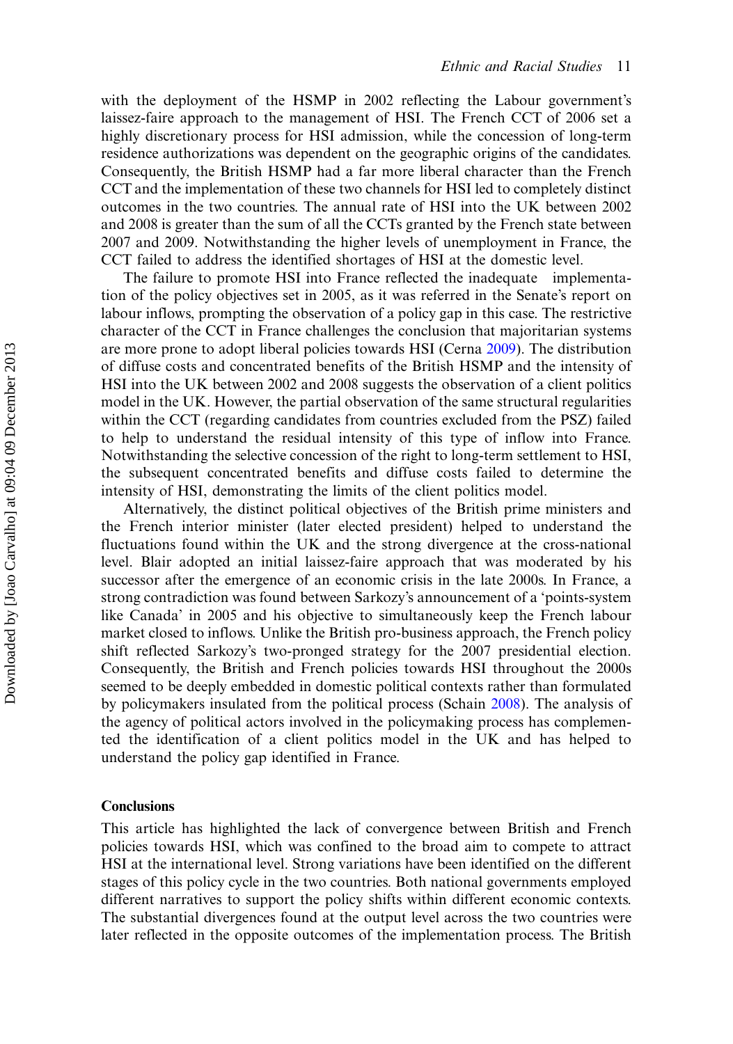with the deployment of the HSMP in 2002 reflecting the Labour government's laissez-faire approach to the management of HSI. The French CCT of 2006 set a highly discretionary process for HSI admission, while the concession of long-term residence authorizations was dependent on the geographic origins of the candidates. Consequently, the British HSMP had a far more liberal character than the French CCT and the implementation of these two channels for HSI led to completely distinct outcomes in the two countries. The annual rate of HSI into the UK between 2002 and 2008 is greater than the sum of all the CCTs granted by the French state between 2007 and 2009. Notwithstanding the higher levels of unemployment in France, the CCT failed to address the identified shortages of HSI at the domestic level.

The failure to promote HSI into France reflected the inadequate implementation of the policy objectives set in 2005, as it was referred in the Senate's report on labour inflows, prompting the observation of a policy gap in this case. The restrictive character of the CCT in France challenges the conclusion that majoritarian systems are more prone to adopt liberal policies towards HSI (Cerna 2009). The distribution of diffuse costs and concentrated benefits of the British HSMP and the intensity of HSI into the UK between 2002 and 2008 suggests the observation of a client politics model in the UK. However, the partial observation of the same structural regularities within the CCT (regarding candidates from countries excluded from the PSZ) failed to help to understand the residual intensity of this type of inflow into France. Notwithstanding the selective concession of the right to long-term settlement to HSI, the subsequent concentrated benefits and diffuse costs failed to determine the intensity of HSI, demonstrating the limits of the client politics model.

Alternatively, the distinct political objectives of the British prime ministers and the French interior minister (later elected president) helped to understand the fluctuations found within the UK and the strong divergence at the cross-national level. Blair adopted an initial laissez-faire approach that was moderated by his successor after the emergence of an economic crisis in the late 2000s. In France, a strong contradiction was found between Sarkozy's announcement of a 'points-system like Canada' in 2005 and his objective to simultaneously keep the French labour market closed to inflows. Unlike the British pro-business approach, the French policy shift reflected Sarkozy's two-pronged strategy for the 2007 presidential election. Consequently, the British and French policies towards HSI throughout the 2000s seemed to be deeply embedded in domestic political contexts rather than formulated by policymakers insulated from the political process (Schain 2008). The analysis of the agency of political actors involved in the policymaking process has complemented the identification of a client politics model in the UK and has helped to understand the policy gap identified in France.

## Conclusions

This article has highlighted the lack of convergence between British and French policies towards HSI, which was confined to the broad aim to compete to attract HSI at the international level. Strong variations have been identified on the different stages of this policy cycle in the two countries. Both national governments employed different narratives to support the policy shifts within different economic contexts. The substantial divergences found at the output level across the two countries were later reflected in the opposite outcomes of the implementation process. The British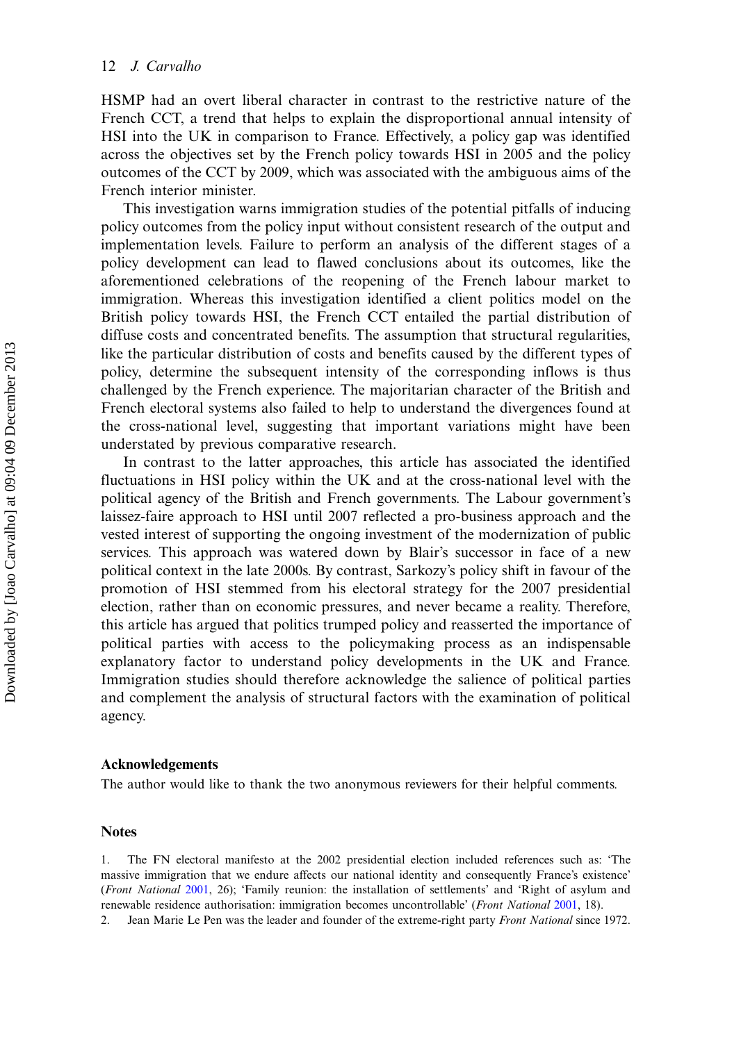HSMP had an overt liberal character in contrast to the restrictive nature of the French CCT, a trend that helps to explain the disproportional annual intensity of HSI into the UK in comparison to France. Effectively, a policy gap was identified across the objectives set by the French policy towards HSI in 2005 and the policy outcomes of the CCT by 2009, which was associated with the ambiguous aims of the French interior minister.

This investigation warns immigration studies of the potential pitfalls of inducing policy outcomes from the policy input without consistent research of the output and implementation levels. Failure to perform an analysis of the different stages of a policy development can lead to flawed conclusions about its outcomes, like the aforementioned celebrations of the reopening of the French labour market to immigration. Whereas this investigation identified a client politics model on the British policy towards HSI, the French CCT entailed the partial distribution of diffuse costs and concentrated benefits. The assumption that structural regularities, like the particular distribution of costs and benefits caused by the different types of policy, determine the subsequent intensity of the corresponding inflows is thus challenged by the French experience. The majoritarian character of the British and French electoral systems also failed to help to understand the divergences found at the cross-national level, suggesting that important variations might have been understated by previous comparative research.

In contrast to the latter approaches, this article has associated the identified fluctuations in HSI policy within the UK and at the cross-national level with the political agency of the British and French governments. The Labour government's laissez-faire approach to HSI until 2007 reflected a pro-business approach and the vested interest of supporting the ongoing investment of the modernization of public services. This approach was watered down by Blair's successor in face of a new political context in the late 2000s. By contrast, Sarkozy's policy shift in favour of the promotion of HSI stemmed from his electoral strategy for the 2007 presidential election, rather than on economic pressures, and never became a reality. Therefore, this article has argued that politics trumped policy and reasserted the importance of political parties with access to the policymaking process as an indispensable explanatory factor to understand policy developments in the UK and France. Immigration studies should therefore acknowledge the salience of political parties and complement the analysis of structural factors with the examination of political agency.

### Acknowledgements

The author would like to thank the two anonymous reviewers for their helpful comments.

### Notes

1. The FN electoral manifesto at the 2002 presidential election included references such as: 'The massive immigration that we endure affects our national identity and consequently France's existence' (*Front National* 2001, 26); 'Family reunion: the installation of settlements' and 'Right of asylum and renewable residence authorisation: immigration becomes uncontrollable' (*Front National* 2001, 18).
2. Jean Marie Le Pen was the leader and founder of the extreme-right party *Front National* since 1972.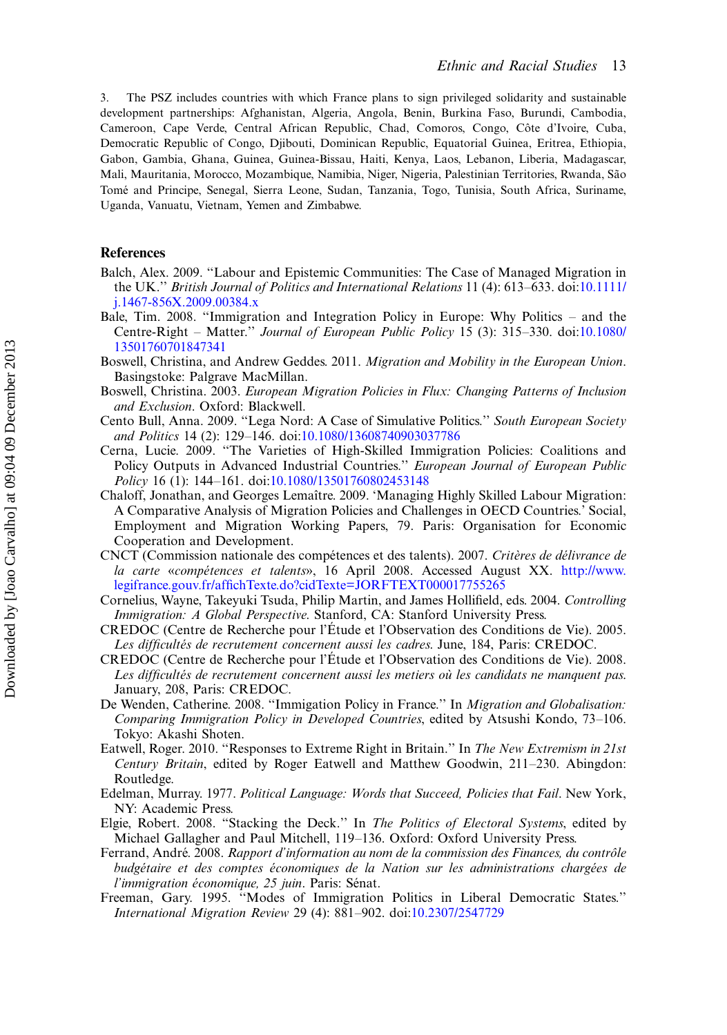3. The PSZ includes countries with which France plans to sign privileged solidarity and sustainable development partnerships: Afghanistan, Algeria, Angola, Benin, Burkina Faso, Burundi, Cambodia, Cameroon, Cape Verde, Central African Republic, Chad, Comoros, Congo, Côte d'Ivoire, Cuba, Democratic Republic of Congo, Djibouti, Dominican Republic, Equatorial Guinea, Eritrea, Ethiopia, Gabon, Gambia, Ghana, Guinea, Guinea-Bissau, Haiti, Kenya, Laos, Lebanon, Liberia, Madagascar, Mali, Mauritania, Morocco, Mozambique, Namibia, Niger, Nigeria, Palestinian Territories, Rwanda, São Tomé and Principe, Senegal, Sierra Leone, Sudan, Tanzania, Togo, Tunisia, South Africa, Suriname, Uganda, Vanuatu, Vietnam, Yemen and Zimbabwe.

## References

Balch, Alex. 2009. "Labour and Epistemic Communities: The Case of Managed Migration in the UK." *British Journal of Politics and International Relations* 11 (4): 613–633. doi:10.1111/j.1467-856X.2009.00384.x

Bale, Tim. 2008. "Immigration and Integration Policy in Europe: Why Politics – and the Centre-Right – Matter." *Journal of European Public Policy* 15 (3): 315–330. doi:10.1080/13501760701847341

Boswell, Christina, and Andrew Geddes. 2011. *Migration and Mobility in the European Union*. Basingstoke: Palgrave MacMillan.

Boswell, Christina. 2003. *European Migration Policies in Flux: Changing Patterns of Inclusion and Exclusion*. Oxford: Blackwell.

Cento Bull, Anna. 2009. "Lega Nord: A Case of Simulative Politics." *South European Society and Politics* 14 (2): 129–146. doi:10.1080/13608740903037786

Cerna, Lucie. 2009. "The Varieties of High-Skilled Immigration Policies: Coalitions and Policy Outputs in Advanced Industrial Countries." *European Journal of European Public Policy* 16 (1): 144–161. doi:10.1080/13501760802453148

Chaloff, Jonathan, and Georges Lemaître. 2009. 'Managing Highly Skilled Labour Migration: A Comparative Analysis of Migration Policies and Challenges in OECD Countries.' Social, Employment and Migration Working Papers, 79. Paris: Organisation for Economic Cooperation and Development.

CNCT (Commission nationale des compétences et des talents). 2007. *Critères de délivrance de la carte «compétences et talents»*, 16 April 2008. Accessed August XX. http://www.legifrance.gouv.fr/affichTexte.do?cidTexte=JORFTEXT000017755265

Cornelius, Wayne, Takeyuki Tsuda, Philip Martin, and James Hollifield, eds. 2004. *Controlling Immigration: A Global Perspective*. Stanford, CA: Stanford University Press.

CREDOC (Centre de Recherche pour l'Étude et l'Observation des Conditions de Vie). 2005. *Les difficultés de recrutement concernent aussi les cadres*. June, 184, Paris: CREDOC.

CREDOC (Centre de Recherche pour l'Étude et l'Observation des Conditions de Vie). 2008. *Les difficultés de recrutement concernent aussi les metiers où les candidats ne manquent pas*. January, 208, Paris: CREDOC.

De Wenden, Catherine. 2008. "Immigation Policy in France." In *Migration and Globalisation: Comparing Immigration Policy in Developed Countries*, edited by Atsushi Kondo, 73–106. Tokyo: Akashi Shoten.

Eatwell, Roger. 2010. "Responses to Extreme Right in Britain." In *The New Extremism in 21st Century Britain*, edited by Roger Eatwell and Matthew Goodwin, 211–230. Abingdon: Routledge.

Edelman, Murray. 1977. *Political Language: Words that Succeed, Policies that Fail*. New York, NY: Academic Press.

Elgie, Robert. 2008. "Stacking the Deck." In *The Politics of Electoral Systems*, edited by Michael Gallagher and Paul Mitchell, 119–136. Oxford: Oxford University Press.

Ferrand, André. 2008. *Rapport d'information au nom de la commission des Finances, du contrôle budgétaire et des comptes économiques de la Nation sur les administrations chargées de l'immigration économique, 25 juin*. Paris: Sénat.

Freeman, Gary. 1995. "Modes of Immigration Politics in Liberal Democratic States." *International Migration Review* 29 (4): 881–902. doi:10.2307/2547729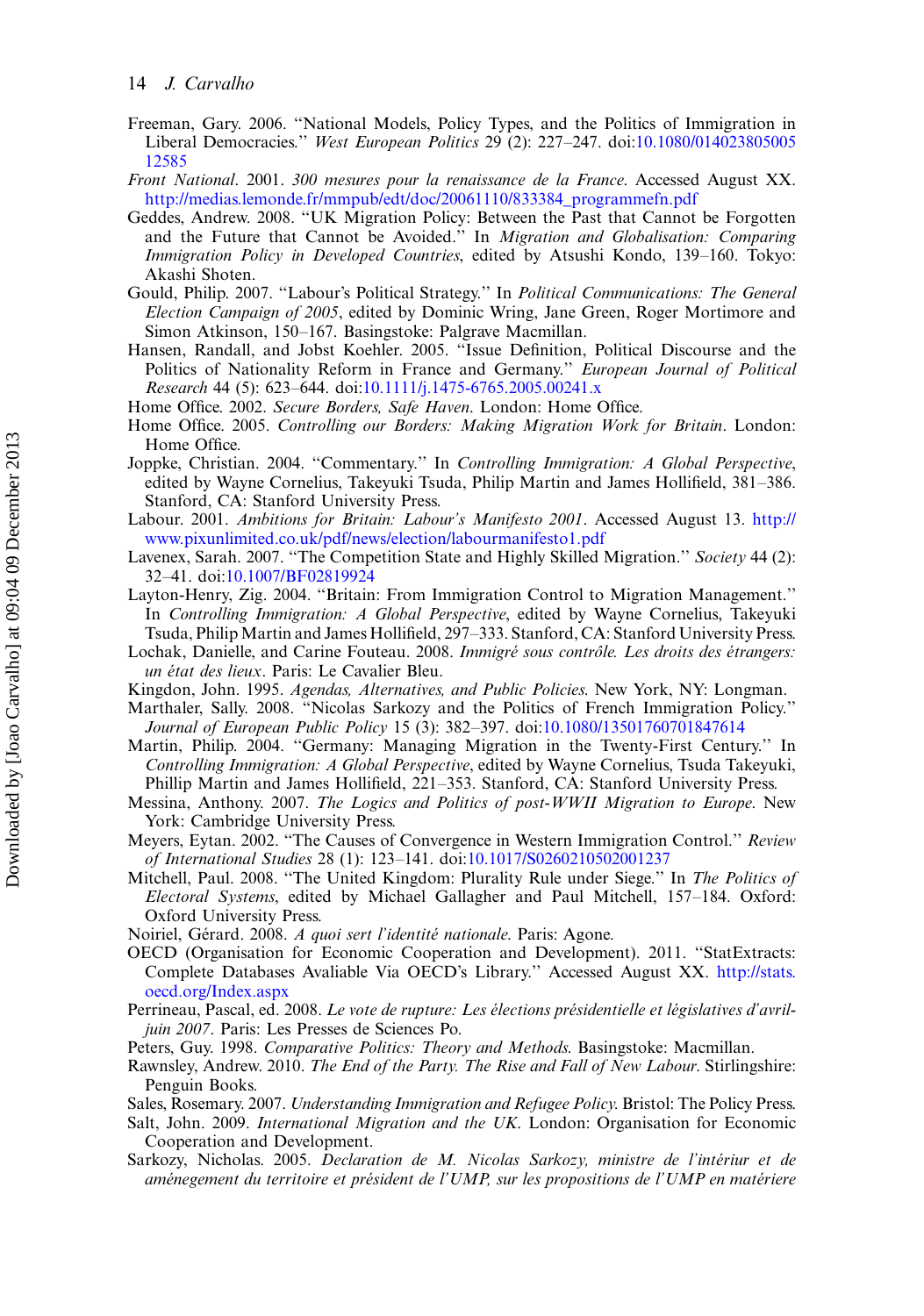Freeman, Gary. 2006. "National Models, Policy Types, and the Politics of Immigration in Liberal Democracies." *West European Politics* 29 (2): 227–247. doi:10.1080/01402380500512585

*Front National*. 2001. *300 mesures pour la renaissance de la France*. Accessed August XX. http://medias.lemonde.fr/mmpub/edt/doc/20061110/833384_programmefn.pdf

Geddes, Andrew. 2008. "UK Migration Policy: Between the Past that Cannot be Forgotten and the Future that Cannot be Avoided." In *Migration and Globalisation: Comparing Immigration Policy in Developed Countries*, edited by Atsushi Kondo, 139–160. Tokyo: Akashi Shoten.

Gould, Philip. 2007. "Labour's Political Strategy." In *Political Communications: The General Election Campaign of 2005*, edited by Dominic Wring, Jane Green, Roger Mortimore and Simon Atkinson, 150–167. Basingstoke: Palgrave Macmillan.

Hansen, Randall, and Jobst Koehler. 2005. "Issue Definition, Political Discourse and the Politics of Nationality Reform in France and Germany." *European Journal of Political Research* 44 (5): 623–644. doi:10.1111/j.1475-6765.2005.00241.x

Home Office. 2002. *Secure Borders, Safe Haven*. London: Home Office.

Home Office. 2005. *Controlling our Borders: Making Migration Work for Britain*. London: Home Office.

Joppke, Christian. 2004. "Commentary." In *Controlling Immigration: A Global Perspective*, edited by Wayne Cornelius, Takeyuki Tsuda, Philip Martin and James Hollifield, 381–386. Stanford, CA: Stanford University Press.

Labour. 2001. *Ambitions for Britain: Labour's Manifesto 2001*. Accessed August 13. http://www.pixunlimited.co.uk/pdf/news/election/labourmanifesto1.pdf

Lavenex, Sarah. 2007. "The Competition State and Highly Skilled Migration." *Society* 44 (2): 32–41. doi:10.1007/BF02819924

Layton-Henry, Zig. 2004. "Britain: From Immigration Control to Migration Management." In *Controlling Immigration: A Global Perspective*, edited by Wayne Cornelius, Takeyuki Tsuda, Philip Martin and James Hollifield, 297–333. Stanford, CA: Stanford University Press.

Lochak, Danielle, and Carine Fouteau. 2008. *Immigré sous contrôle. Les droits des étrangers: un état des lieux*. Paris: Le Cavalier Bleu.

Kingdon, John. 1995. *Agendas, Alternatives, and Public Policies*. New York, NY: Longman.

Marthaler, Sally. 2008. "Nicolas Sarkozy and the Politics of French Immigration Policy." *Journal of European Public Policy* 15 (3): 382–397. doi:10.1080/13501760701847614

Martin, Philip. 2004. "Germany: Managing Migration in the Twenty-First Century." In *Controlling Immigration: A Global Perspective*, edited by Wayne Cornelius, Tsuda Takeyuki, Phillip Martin and James Hollifield, 221–353. Stanford, CA: Stanford University Press.

Messina, Anthony. 2007. *The Logics and Politics of post-WWII Migration to Europe*. New York: Cambridge University Press.

Meyers, Eytan. 2002. "The Causes of Convergence in Western Immigration Control." *Review of International Studies* 28 (1): 123–141. doi:10.1017/S0260210502001237

Mitchell, Paul. 2008. "The United Kingdom: Plurality Rule under Siege." In *The Politics of Electoral Systems*, edited by Michael Gallagher and Paul Mitchell, 157–184. Oxford: Oxford University Press.

Noiriel, Gérard. 2008. *A quoi sert l'identité nationale*. Paris: Agone.

OECD (Organisation for Economic Cooperation and Development). 2011. "StatExtracts: Complete Databases Avaliable Via OECD's Library." Accessed August XX. http://stats.oecd.org/Index.aspx

Perrineau, Pascal, ed. 2008. *Le vote de rupture: Les élections présidentielle et législatives d'avril-juin 2007*. Paris: Les Presses de Sciences Po.

Peters, Guy. 1998. *Comparative Politics: Theory and Methods*. Basingstoke: Macmillan.

Rawnsley, Andrew. 2010. *The End of the Party. The Rise and Fall of New Labour*. Stirlingshire: Penguin Books.

Sales, Rosemary. 2007. *Understanding Immigration and Refugee Policy*. Bristol: The Policy Press.

Salt, John. 2009. *International Migration and the UK*. London: Organisation for Economic Cooperation and Development.

Sarkozy, Nicholas. 2005. *Declaration de M. Nicolas Sarkozy, ministre de l'intériur et de aménegement du territoire et président de l'UMP, sur les propositions de l'UMP en matériere*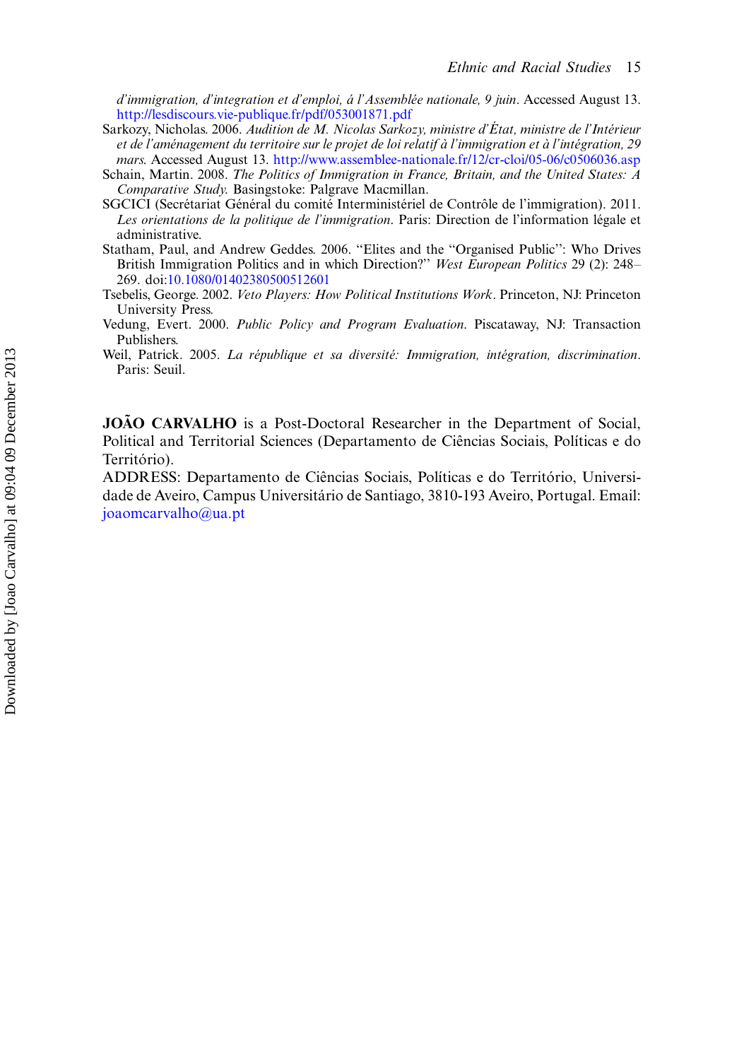*d'immigration, d'integration et d'emploi, á l'Assemblée nationale, 9 juin*. Accessed August 13. http://lesdiscours.vie-publique.fr/pdf/053001871.pdf

Sarkozy, Nicholas. 2006. *Audition de M. Nicolas Sarkozy, ministre d'État, ministre de l'Intérieur et de l'aménagement du territoire sur le projet de loi relatif à l'immigration et à l'intégration, 29 mars*. Accessed August 13. http://www.assemblee-nationale.fr/12/cr-cloi/05-06/c0506036.asp

Schain, Martin. 2008. *The Politics of Immigration in France, Britain, and the United States: A Comparative Study*. Basingstoke: Palgrave Macmillan.

SGCICI (Secrétariat Général du comité Interministériel de Contrôle de l'immigration). 2011. *Les orientations de la politique de l'immigration*. Paris: Direction de l'information légale et administrative.

Statham, Paul, and Andrew Geddes. 2006. "Elites and the "Organised Public": Who Drives British Immigration Politics and in which Direction?" *West European Politics* 29 (2): 248–269. doi:10.1080/01402380500512601

Tsebelis, George. 2002. *Veto Players: How Political Institutions Work*. Princeton, NJ: Princeton University Press.

Vedung, Evert. 2000. *Public Policy and Program Evaluation*. Piscataway, NJ: Transaction Publishers.

Weil, Patrick. 2005. *La république et sa diversité: Immigration, intégration, discrimination*. Paris: Seuil.

**JOÃO CARVALHO** is a Post-Doctoral Researcher in the Department of Social, Political and Territorial Sciences (Departamento de Ciências Sociais, Políticas e do Território).

ADDRESS: Departamento de Ciências Sociais, Políticas e do Território, Universidade de Aveiro, Campus Universitário de Santiago, 3810-193 Aveiro, Portugal. Email: joaomcarvalho@ua.pt